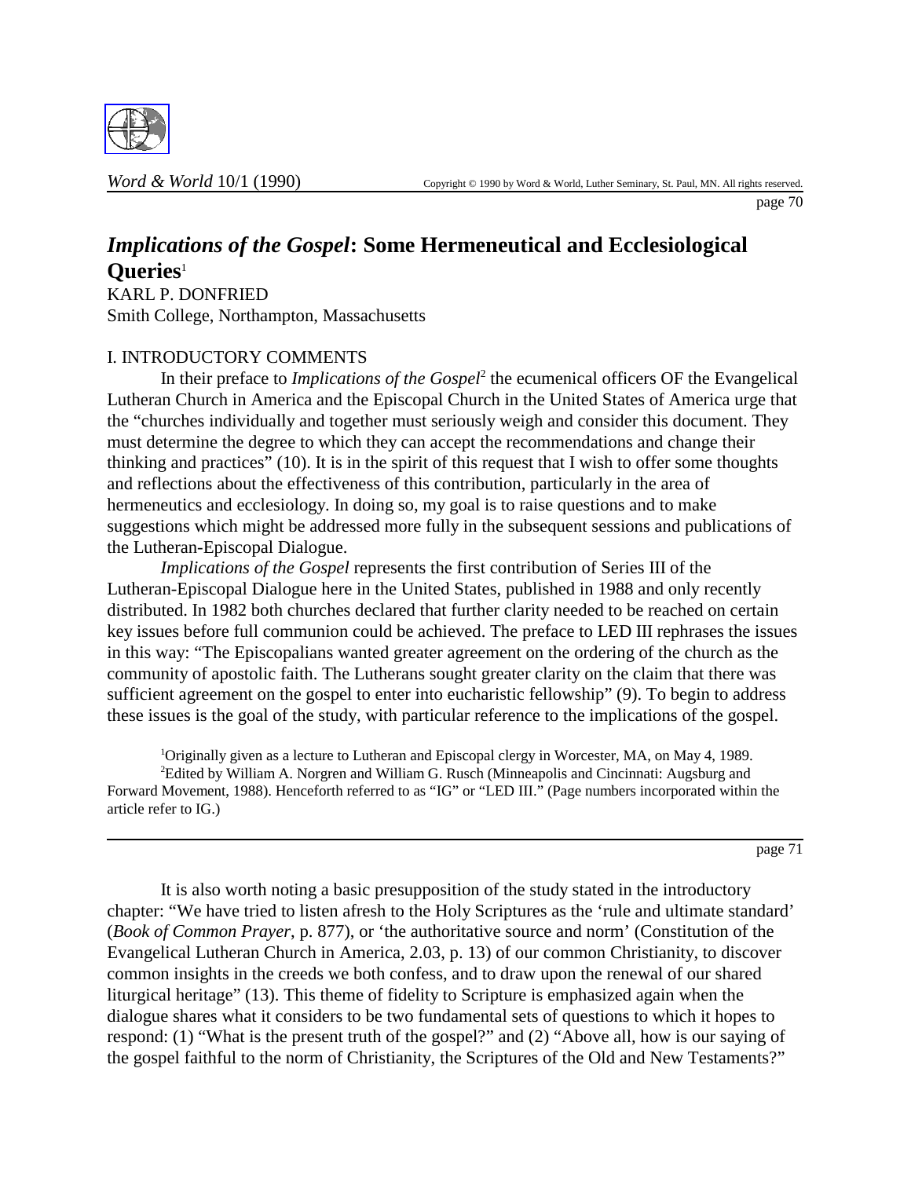# *Implications of the Gospel*: Some Hermeneutical and Ecclesiological Queries[1]

KARL P. DONFRIED
Smith College, Northampton, Massachusetts

## I. INTRODUCTORY COMMENTS

In their preface to *Implications of the Gospel*[2] the ecumenical officers OF the Evangelical Lutheran Church in America and the Episcopal Church in the United States of America urge that the "churches individually and together must seriously weigh and consider this document. They must determine the degree to which they can accept the recommendations and change their thinking and practices" (10). It is in the spirit of this request that I wish to offer some thoughts and reflections about the effectiveness of this contribution, particularly in the area of hermeneutics and ecclesiology. In doing so, my goal is to raise questions and to make suggestions which might be addressed more fully in the subsequent sessions and publications of the Lutheran-Episcopal Dialogue.

*Implications of the Gospel* represents the first contribution of Series III of the Lutheran-Episcopal Dialogue here in the United States, published in 1988 and only recently distributed. In 1982 both churches declared that further clarity needed to be reached on certain key issues before full communion could be achieved. The preface to LED III rephrases the issues in this way: "The Episcopalians wanted greater agreement on the ordering of the church as the community of apostolic faith. The Lutherans sought greater clarity on the claim that there was sufficient agreement on the gospel to enter into eucharistic fellowship" (9). To begin to address these issues is the goal of the study, with particular reference to the implications of the gospel.

[1] Originally given as a lecture to Lutheran and Episcopal clergy in Worcester, MA, on May 4, 1989.

[2] Edited by William A. Norgren and William G. Rusch (Minneapolis and Cincinnati: Augsburg and Forward Movement, 1988). Henceforth referred to as "IG" or "LED III." (Page numbers incorporated within the article refer to IG.)

It is also worth noting a basic presupposition of the study stated in the introductory chapter: "We have tried to listen afresh to the Holy Scriptures as the 'rule and ultimate standard' (*Book of Common Prayer*, p. 877), or 'the authoritative source and norm' (Constitution of the Evangelical Lutheran Church in America, 2.03, p. 13) of our common Christianity, to discover common insights in the creeds we both confess, and to draw upon the renewal of our shared liturgical heritage" (13). This theme of fidelity to Scripture is emphasized again when the dialogue shares what it considers to be two fundamental sets of questions to which it hopes to respond: (1) "What is the present truth of the gospel?" and (2) "Above all, how is our saying of the gospel faithful to the norm of Christianity, the Scriptures of the Old and New Testaments?"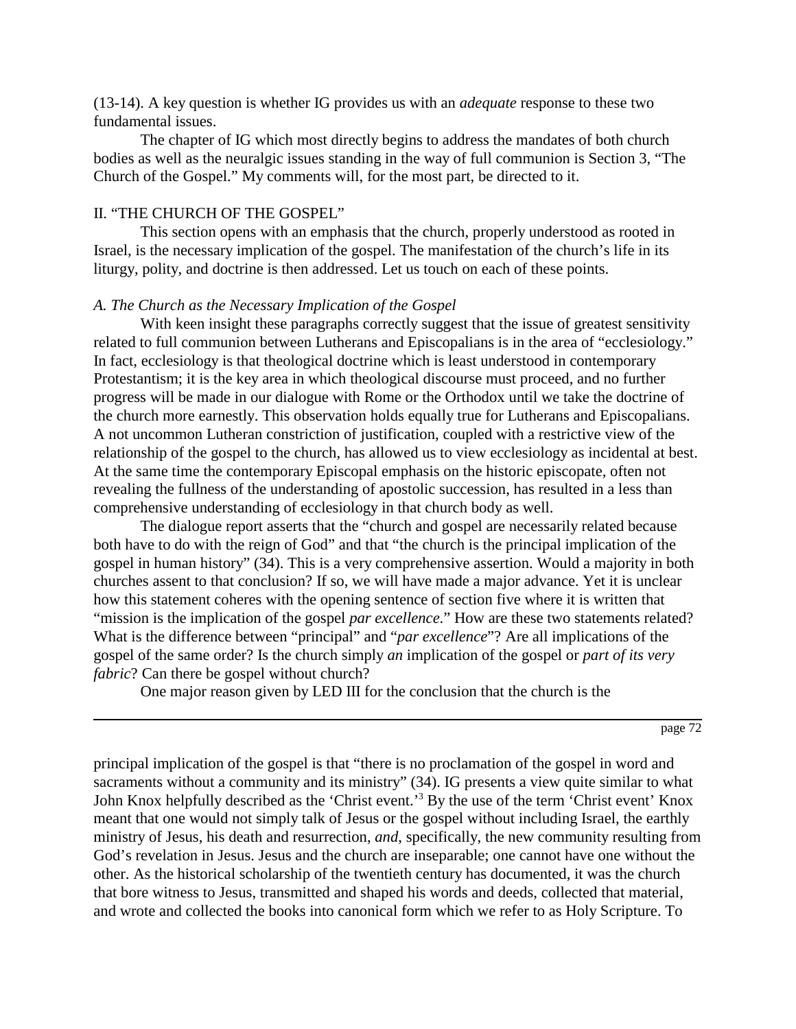(13-14). A key question is whether IG provides us with an *adequate* response to these two fundamental issues.

The chapter of IG which most directly begins to address the mandates of both church bodies as well as the neuralgic issues standing in the way of full communion is Section 3, "The Church of the Gospel." My comments will, for the most part, be directed to it.

## II. "THE CHURCH OF THE GOSPEL"

This section opens with an emphasis that the church, properly understood as rooted in Israel, is the necessary implication of the gospel. The manifestation of the church's life in its liturgy, polity, and doctrine is then addressed. Let us touch on each of these points.

### *A. The Church as the Necessary Implication of the Gospel*

With keen insight these paragraphs correctly suggest that the issue of greatest sensitivity related to full communion between Lutherans and Episcopalians is in the area of "ecclesiology." In fact, ecclesiology is that theological doctrine which is least understood in contemporary Protestantism; it is the key area in which theological discourse must proceed, and no further progress will be made in our dialogue with Rome or the Orthodox until we take the doctrine of the church more earnestly. This observation holds equally true for Lutherans and Episcopalians. A not uncommon Lutheran constriction of justification, coupled with a restrictive view of the relationship of the gospel to the church, has allowed us to view ecclesiology as incidental at best. At the same time the contemporary Episcopal emphasis on the historic episcopate, often not revealing the fullness of the understanding of apostolic succession, has resulted in a less than comprehensive understanding of ecclesiology in that church body as well.

The dialogue report asserts that the "church and gospel are necessarily related because both have to do with the reign of God" and that "the church is the principal implication of the gospel in human history" (34). This is a very comprehensive assertion. Would a majority in both churches assent to that conclusion? If so, we will have made a major advance. Yet it is unclear how this statement coheres with the opening sentence of section five where it is written that "mission is the implication of the gospel *par excellence*." How are these two statements related? What is the difference between "principal" and "*par excellence*"? Are all implications of the gospel of the same order? Is the church simply *an* implication of the gospel or *part of its very fabric*? Can there be gospel without church?

One major reason given by LED III for the conclusion that the church is the principal implication of the gospel is that "there is no proclamation of the gospel in word and sacraments without a community and its ministry" (34). IG presents a view quite similar to what John Knox helpfully described as the 'Christ event.'[3] By the use of the term 'Christ event' Knox meant that one would not simply talk of Jesus or the gospel without including Israel, the earthly ministry of Jesus, his death and resurrection, *and*, specifically, the new community resulting from God's revelation in Jesus. Jesus and the church are inseparable; one cannot have one without the other. As the historical scholarship of the twentieth century has documented, it was the church that bore witness to Jesus, transmitted and shaped his words and deeds, collected that material, and wrote and collected the books into canonical form which we refer to as Holy Scripture. To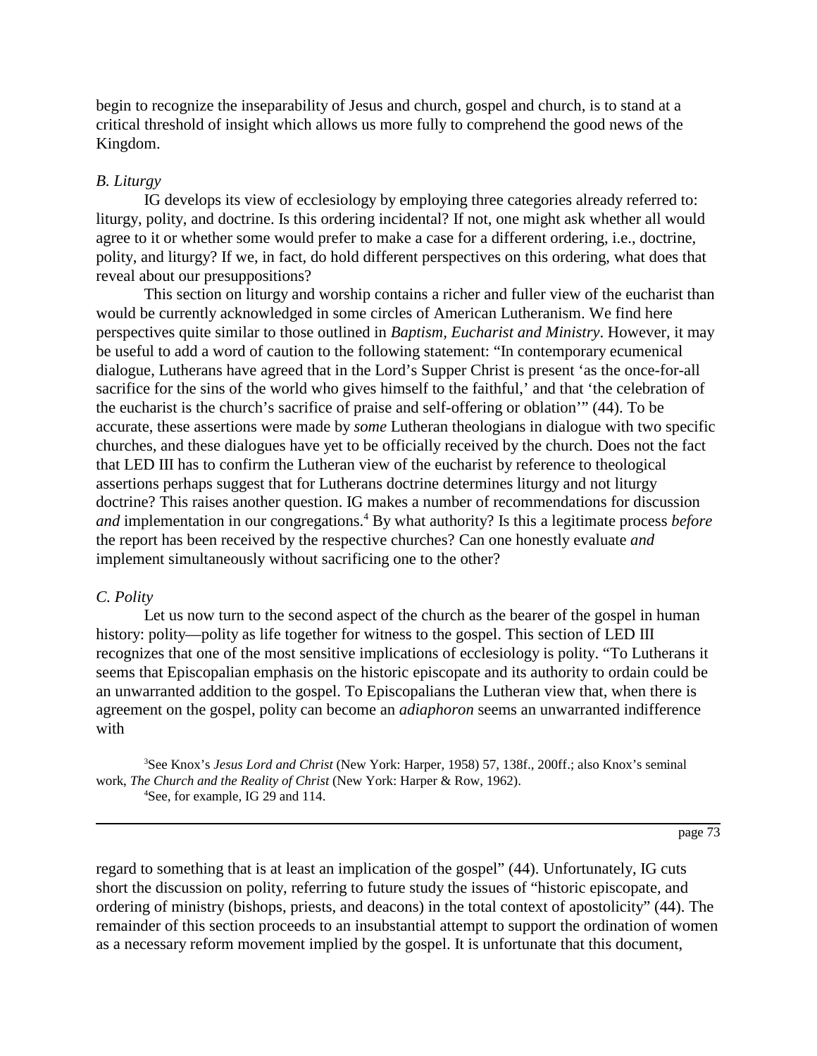begin to recognize the inseparability of Jesus and church, gospel and church, is to stand at a critical threshold of insight which allows us more fully to comprehend the good news of the Kingdom.

*B. Liturgy*

IG develops its view of ecclesiology by employing three categories already referred to: liturgy, polity, and doctrine. Is this ordering incidental? If not, one might ask whether all would agree to it or whether some would prefer to make a case for a different ordering, i.e., doctrine, polity, and liturgy? If we, in fact, do hold different perspectives on this ordering, what does that reveal about our presuppositions?

This section on liturgy and worship contains a richer and fuller view of the eucharist than would be currently acknowledged in some circles of American Lutheranism. We find here perspectives quite similar to those outlined in *Baptism, Eucharist and Ministry*. However, it may be useful to add a word of caution to the following statement: "In contemporary ecumenical dialogue, Lutherans have agreed that in the Lord's Supper Christ is present 'as the once-for-all sacrifice for the sins of the world who gives himself to the faithful,' and that 'the celebration of the eucharist is the church's sacrifice of praise and self-offering or oblation'" (44). To be accurate, these assertions were made by *some* Lutheran theologians in dialogue with two specific churches, and these dialogues have yet to be officially received by the church. Does not the fact that LED III has to confirm the Lutheran view of the eucharist by reference to theological assertions perhaps suggest that for Lutherans doctrine determines liturgy and not liturgy doctrine? This raises another question. IG makes a number of recommendations for discussion *and* implementation in our congregations.[4] By what authority? Is this a legitimate process *before* the report has been received by the respective churches? Can one honestly evaluate *and* implement simultaneously without sacrificing one to the other?

*C. Polity*

Let us now turn to the second aspect of the church as the bearer of the gospel in human history: polity—polity as life together for witness to the gospel. This section of LED III recognizes that one of the most sensitive implications of ecclesiology is polity. "To Lutherans it seems that Episcopalian emphasis on the historic episcopate and its authority to ordain could be an unwarranted addition to the gospel. To Episcopalians the Lutheran view that, when there is agreement on the gospel, polity can become an *adiaphoron* seems an unwarranted indifference with regard to something that is at least an implication of the gospel" (44). Unfortunately, IG cuts short the discussion on polity, referring to future study the issues of "historic episcopate, and ordering of ministry (bishops, priests, and deacons) in the total context of apostolicity" (44). The remainder of this section proceeds to an insubstantial attempt to support the ordination of women as a necessary reform movement implied by the gospel. It is unfortunate that this document,

[3] See Knox's *Jesus Lord and Christ* (New York: Harper, 1958) 57, 138f., 200ff.; also Knox's seminal work, *The Church and the Reality of Christ* (New York: Harper & Row, 1962).

[4] See, for example, IG 29 and 114.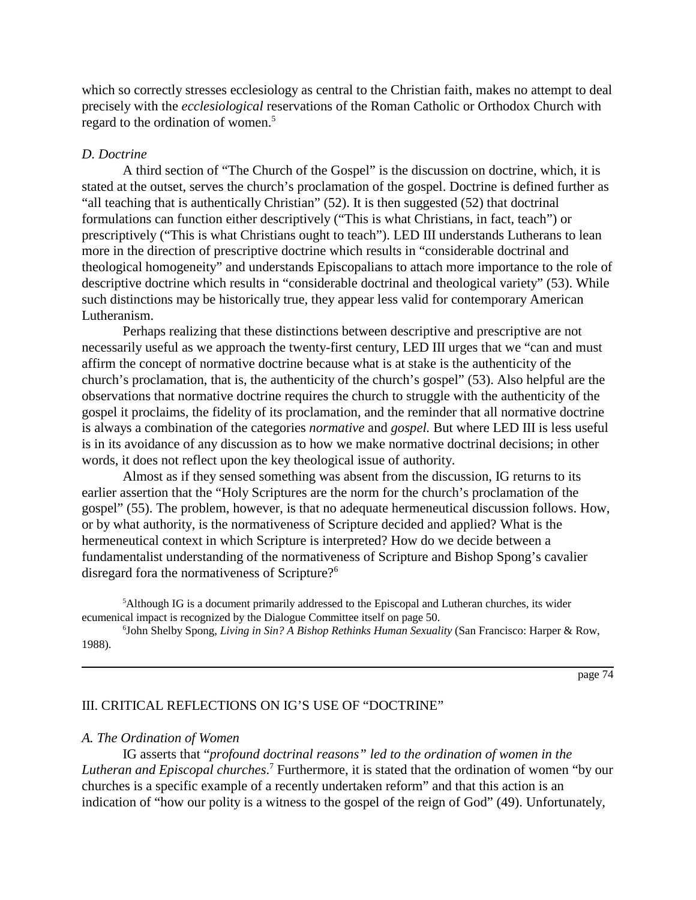which so correctly stresses ecclesiology as central to the Christian faith, makes no attempt to deal precisely with the *ecclesiological* reservations of the Roman Catholic or Orthodox Church with regard to the ordination of women.[5]

### *D. Doctrine*

A third section of "The Church of the Gospel" is the discussion on doctrine, which, it is stated at the outset, serves the church's proclamation of the gospel. Doctrine is defined further as "all teaching that is authentically Christian" (52). It is then suggested (52) that doctrinal formulations can function either descriptively ("This is what Christians, in fact, teach") or prescriptively ("This is what Christians ought to teach"). LED III understands Lutherans to lean more in the direction of prescriptive doctrine which results in "considerable doctrinal and theological homogeneity" and understands Episcopalians to attach more importance to the role of descriptive doctrine which results in "considerable doctrinal and theological variety" (53). While such distinctions may be historically true, they appear less valid for contemporary American Lutheranism.

Perhaps realizing that these distinctions between descriptive and prescriptive are not necessarily useful as we approach the twenty-first century, LED III urges that we "can and must affirm the concept of normative doctrine because what is at stake is the authenticity of the church's proclamation, that is, the authenticity of the church's gospel" (53). Also helpful are the observations that normative doctrine requires the church to struggle with the authenticity of the gospel it proclaims, the fidelity of its proclamation, and the reminder that all normative doctrine is always a combination of the categories *normative* and *gospel.* But where LED III is less useful is in its avoidance of any discussion as to how we make normative doctrinal decisions; in other words, it does not reflect upon the key theological issue of authority.

Almost as if they sensed something was absent from the discussion, IG returns to its earlier assertion that the "Holy Scriptures are the norm for the church's proclamation of the gospel" (55). The problem, however, is that no adequate hermeneutical discussion follows. How, or by what authority, is the normativeness of Scripture decided and applied? What is the hermeneutical context in which Scripture is interpreted? How do we decide between a fundamentalist understanding of the normativeness of Scripture and Bishop Spong's cavalier disregard fora the normativeness of Scripture?[6]

[5]Although IG is a document primarily addressed to the Episcopal and Lutheran churches, its wider ecumenical impact is recognized by the Dialogue Committee itself on page 50.

[6]John Shelby Spong, *Living in Sin? A Bishop Rethinks Human Sexuality* (San Francisco: Harper & Row, 1988).

---

## III. CRITICAL REFLECTIONS ON IG'S USE OF "DOCTRINE"

### *A. The Ordination of Women*

IG asserts that "*profound doctrinal reasons" led to the ordination of women in the Lutheran and Episcopal churches*.[7] Furthermore, it is stated that the ordination of women "by our churches is a specific example of a recently undertaken reform" and that this action is an indication of "how our polity is a witness to the gospel of the reign of God" (49). Unfortunately,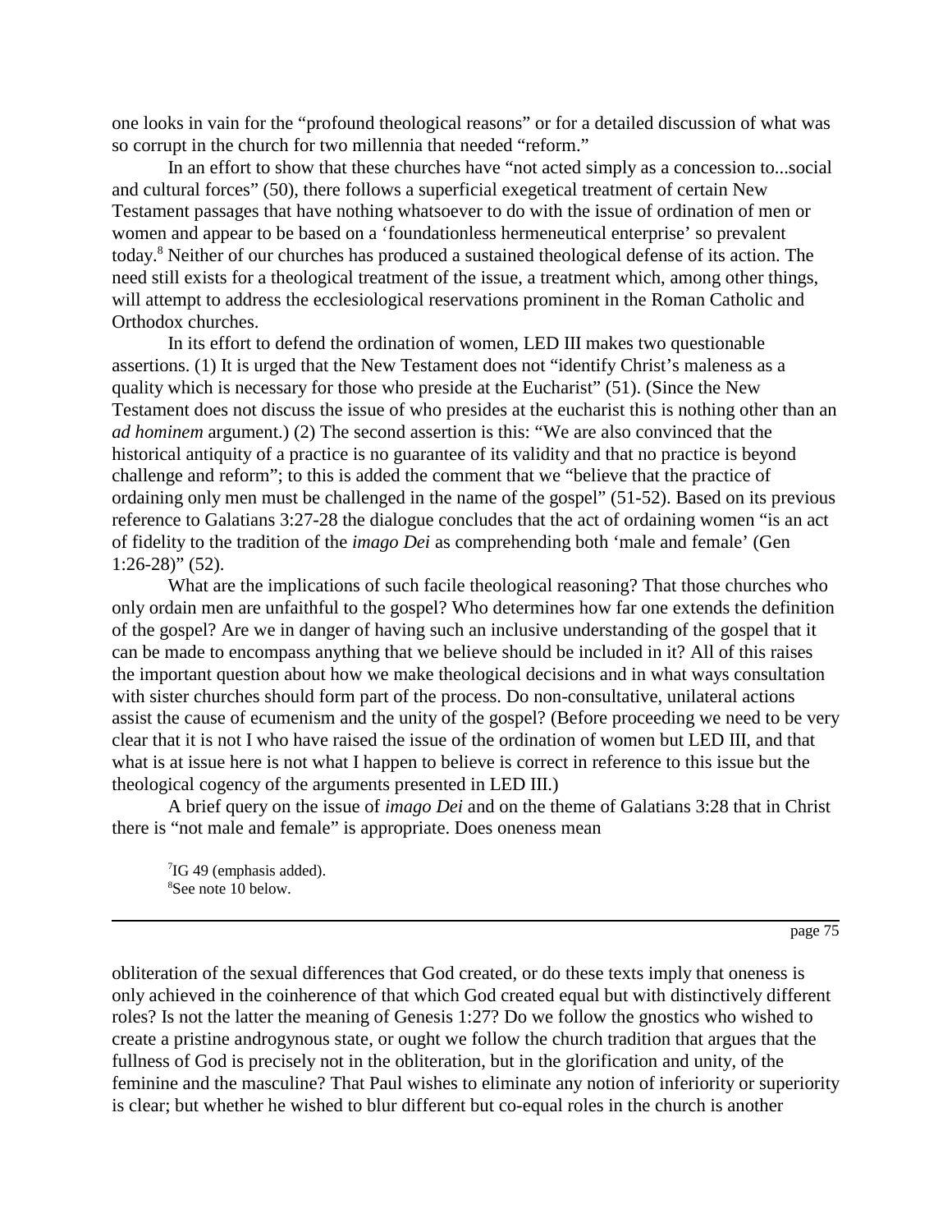one looks in vain for the "profound theological reasons" or for a detailed discussion of what was so corrupt in the church for two millennia that needed "reform."

In an effort to show that these churches have "not acted simply as a concession to...social and cultural forces" (50), there follows a superficial exegetical treatment of certain New Testament passages that have nothing whatsoever to do with the issue of ordination of men or women and appear to be based on a 'foundationless hermeneutical enterprise' so prevalent today.[8] Neither of our churches has produced a sustained theological defense of its action. The need still exists for a theological treatment of the issue, a treatment which, among other things, will attempt to address the ecclesiological reservations prominent in the Roman Catholic and Orthodox churches.

In its effort to defend the ordination of women, LED III makes two questionable assertions. (1) It is urged that the New Testament does not "identify Christ's maleness as a quality which is necessary for those who preside at the Eucharist" (51). (Since the New Testament does not discuss the issue of who presides at the eucharist this is nothing other than an *ad hominem* argument.) (2) The second assertion is this: "We are also convinced that the historical antiquity of a practice is no guarantee of its validity and that no practice is beyond challenge and reform"; to this is added the comment that we "believe that the practice of ordaining only men must be challenged in the name of the gospel" (51-52). Based on its previous reference to Galatians 3:27-28 the dialogue concludes that the act of ordaining women "is an act of fidelity to the tradition of the *imago Dei* as comprehending both 'male and female' (Gen 1:26-28)" (52).

What are the implications of such facile theological reasoning? That those churches who only ordain men are unfaithful to the gospel? Who determines how far one extends the definition of the gospel? Are we in danger of having such an inclusive understanding of the gospel that it can be made to encompass anything that we believe should be included in it? All of this raises the important question about how we make theological decisions and in what ways consultation with sister churches should form part of the process. Do non-consultative, unilateral actions assist the cause of ecumenism and the unity of the gospel? (Before proceeding we need to be very clear that it is not I who have raised the issue of the ordination of women but LED III, and that what is at issue here is not what I happen to believe is correct in reference to this issue but the theological cogency of the arguments presented in LED III.)

A brief query on the issue of *imago Dei* and on the theme of Galatians 3:28 that in Christ there is "not male and female" is appropriate. Does oneness mean obliteration of the sexual differences that God created, or do these texts imply that oneness is only achieved in the coinherence of that which God created equal but with distinctively different roles? Is not the latter the meaning of Genesis 1:27? Do we follow the gnostics who wished to create a pristine androgynous state, or ought we follow the church tradition that argues that the fullness of God is precisely not in the obliteration, but in the glorification and unity, of the feminine and the masculine? That Paul wishes to eliminate any notion of inferiority or superiority is clear; but whether he wished to blur different but co-equal roles in the church is another

[7] IG 49 (emphasis added).
[8] See note 10 below.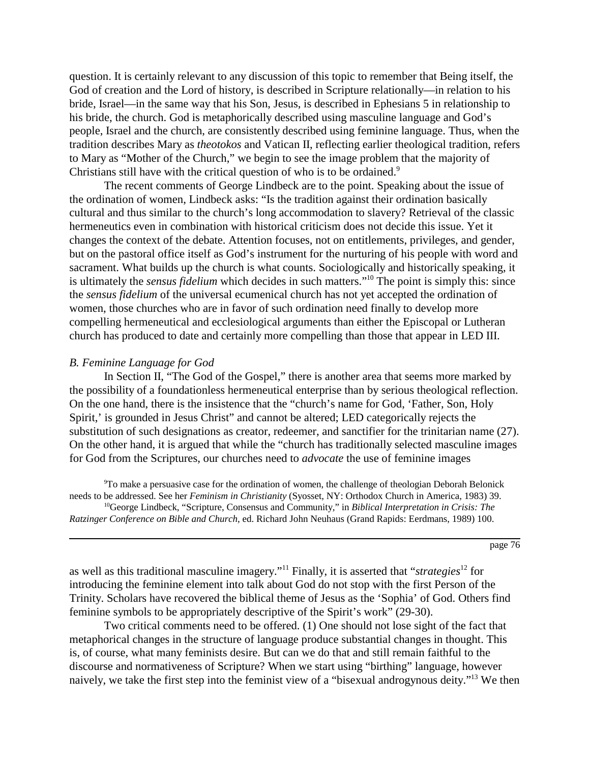question. It is certainly relevant to any discussion of this topic to remember that Being itself, the God of creation and the Lord of history, is described in Scripture relationally—in relation to his bride, Israel—in the same way that his Son, Jesus, is described in Ephesians 5 in relationship to his bride, the church. God is metaphorically described using masculine language and God's people, Israel and the church, are consistently described using feminine language. Thus, when the tradition describes Mary as *theotokos* and Vatican II, reflecting earlier theological tradition, refers to Mary as "Mother of the Church," we begin to see the image problem that the majority of Christians still have with the critical question of who is to be ordained.[9]

The recent comments of George Lindbeck are to the point. Speaking about the issue of the ordination of women, Lindbeck asks: "Is the tradition against their ordination basically cultural and thus similar to the church's long accommodation to slavery? Retrieval of the classic hermeneutics even in combination with historical criticism does not decide this issue. Yet it changes the context of the debate. Attention focuses, not on entitlements, privileges, and gender, but on the pastoral office itself as God's instrument for the nurturing of his people with word and sacrament. What builds up the church is what counts. Sociologically and historically speaking, it is ultimately the *sensus fidelium* which decides in such matters."[10] The point is simply this: since the *sensus fidelium* of the universal ecumenical church has not yet accepted the ordination of women, those churches who are in favor of such ordination need finally to develop more compelling hermeneutical and ecclesiological arguments than either the Episcopal or Lutheran church has produced to date and certainly more compelling than those that appear in LED III.

### *B. Feminine Language for God*

In Section II, "The God of the Gospel," there is another area that seems more marked by the possibility of a foundationless hermeneutical enterprise than by serious theological reflection. On the one hand, there is the insistence that the "church's name for God, 'Father, Son, Holy Spirit,' is grounded in Jesus Christ" and cannot be altered; LED categorically rejects the substitution of such designations as creator, redeemer, and sanctifier for the trinitarian name (27). On the other hand, it is argued that while the "church has traditionally selected masculine images for God from the Scriptures, our churches need to *advocate* the use of feminine images

[9]To make a persuasive case for the ordination of women, the challenge of theologian Deborah Belonick needs to be addressed. See her *Feminism in Christianity* (Syosset, NY: Orthodox Church in America, 1983) 39.

[10]George Lindbeck, "Scripture, Consensus and Community," in *Biblical Interpretation in Crisis: The Ratzinger Conference on Bible and Church*, ed. Richard John Neuhaus (Grand Rapids: Eerdmans, 1989) 100.

as well as this traditional masculine imagery."[11] Finally, it is asserted that "*strategies*[12] for introducing the feminine element into talk about God do not stop with the first Person of the Trinity. Scholars have recovered the biblical theme of Jesus as the 'Sophia' of God. Others find feminine symbols to be appropriately descriptive of the Spirit's work" (29-30).

Two critical comments need to be offered. (1) One should not lose sight of the fact that metaphorical changes in the structure of language produce substantial changes in thought. This is, of course, what many feminists desire. But can we do that and still remain faithful to the discourse and normativeness of Scripture? When we start using "birthing" language, however naively, we take the first step into the feminist view of a "bisexual androgynous deity."[13] We then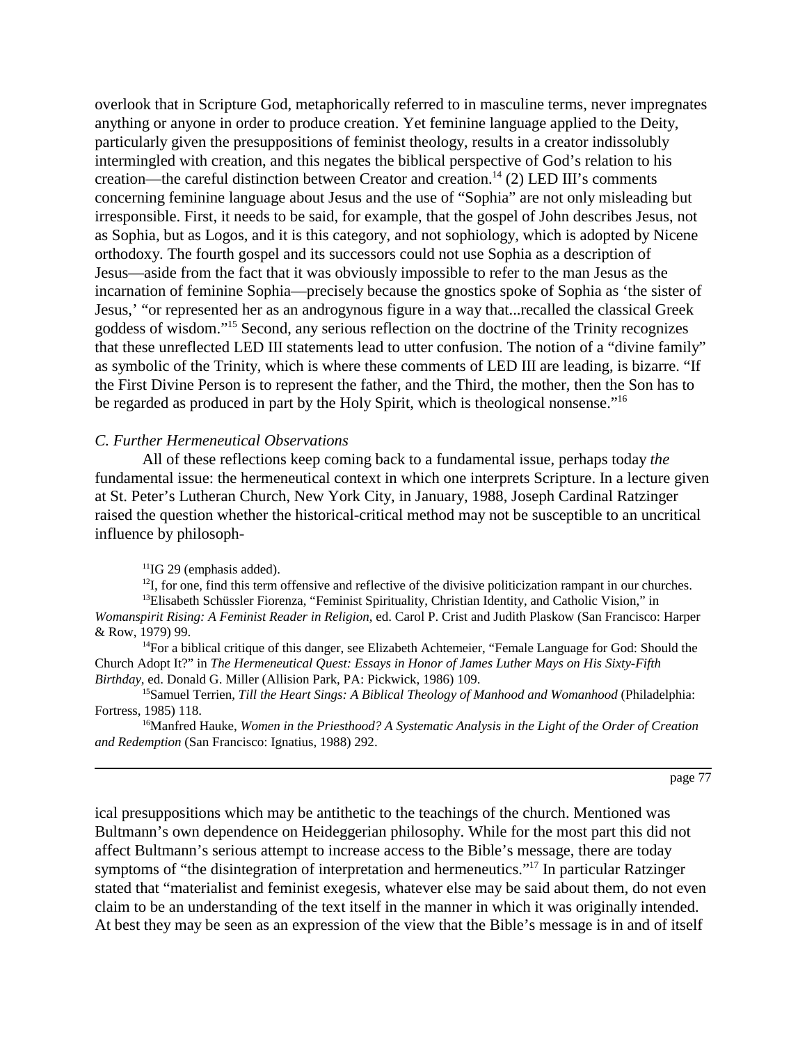overlook that in Scripture God, metaphorically referred to in masculine terms, never impregnates anything or anyone in order to produce creation. Yet feminine language applied to the Deity, particularly given the presuppositions of feminist theology, results in a creator indissolubly intermingled with creation, and this negates the biblical perspective of God's relation to his creation—the careful distinction between Creator and creation.[14] (2) LED III's comments concerning feminine language about Jesus and the use of "Sophia" are not only misleading but irresponsible. First, it needs to be said, for example, that the gospel of John describes Jesus, not as Sophia, but as Logos, and it is this category, and not sophiology, which is adopted by Nicene orthodoxy. The fourth gospel and its successors could not use Sophia as a description of Jesus—aside from the fact that it was obviously impossible to refer to the man Jesus as the incarnation of feminine Sophia—precisely because the gnostics spoke of Sophia as 'the sister of Jesus,' "or represented her as an androgynous figure in a way that...recalled the classical Greek goddess of wisdom."[15] Second, any serious reflection on the doctrine of the Trinity recognizes that these unreflected LED III statements lead to utter confusion. The notion of a "divine family" as symbolic of the Trinity, which is where these comments of LED III are leading, is bizarre. "If the First Divine Person is to represent the father, and the Third, the mother, then the Son has to be regarded as produced in part by the Holy Spirit, which is theological nonsense."[16]

### *C. Further Hermeneutical Observations*

All of these reflections keep coming back to a fundamental issue, perhaps today *the* fundamental issue: the hermeneutical context in which one interprets Scripture. In a lecture given at St. Peter's Lutheran Church, New York City, in January, 1988, Joseph Cardinal Ratzinger raised the question whether the historical-critical method may not be susceptible to an uncritical influence by philosophical presuppositions which may be antithetic to the teachings of the church. Mentioned was Bultmann's own dependence on Heideggerian philosophy. While for the most part this did not affect Bultmann's serious attempt to increase access to the Bible's message, there are today symptoms of "the disintegration of interpretation and hermeneutics."[17] In particular Ratzinger stated that "materialist and feminist exegesis, whatever else may be said about them, do not even claim to be an understanding of the text itself in the manner in which it was originally intended. At best they may be seen as an expression of the view that the Bible's message is in and of itself

---

[11] IG 29 (emphasis added).

[12] I, for one, find this term offensive and reflective of the divisive politicization rampant in our churches.

[13] Elisabeth Schüssler Fiorenza, "Feminist Spirituality, Christian Identity, and Catholic Vision," in *Womanspirit Rising: A Feminist Reader in Religion*, ed. Carol P. Crist and Judith Plaskow (San Francisco: Harper & Row, 1979) 99.

[14] For a biblical critique of this danger, see Elizabeth Achtemeier, "Female Language for God: Should the Church Adopt It?" in *The Hermeneutical Quest: Essays in Honor of James Luther Mays on His Sixty-Fifth Birthday*, ed. Donald G. Miller (Allision Park, PA: Pickwick, 1986) 109.

[15] Samuel Terrien, *Till the Heart Sings: A Biblical Theology of Manhood and Womanhood* (Philadelphia: Fortress, 1985) 118.

[16] Manfred Hauke, *Women in the Priesthood? A Systematic Analysis in the Light of the Order of Creation and Redemption* (San Francisco: Ignatius, 1988) 292.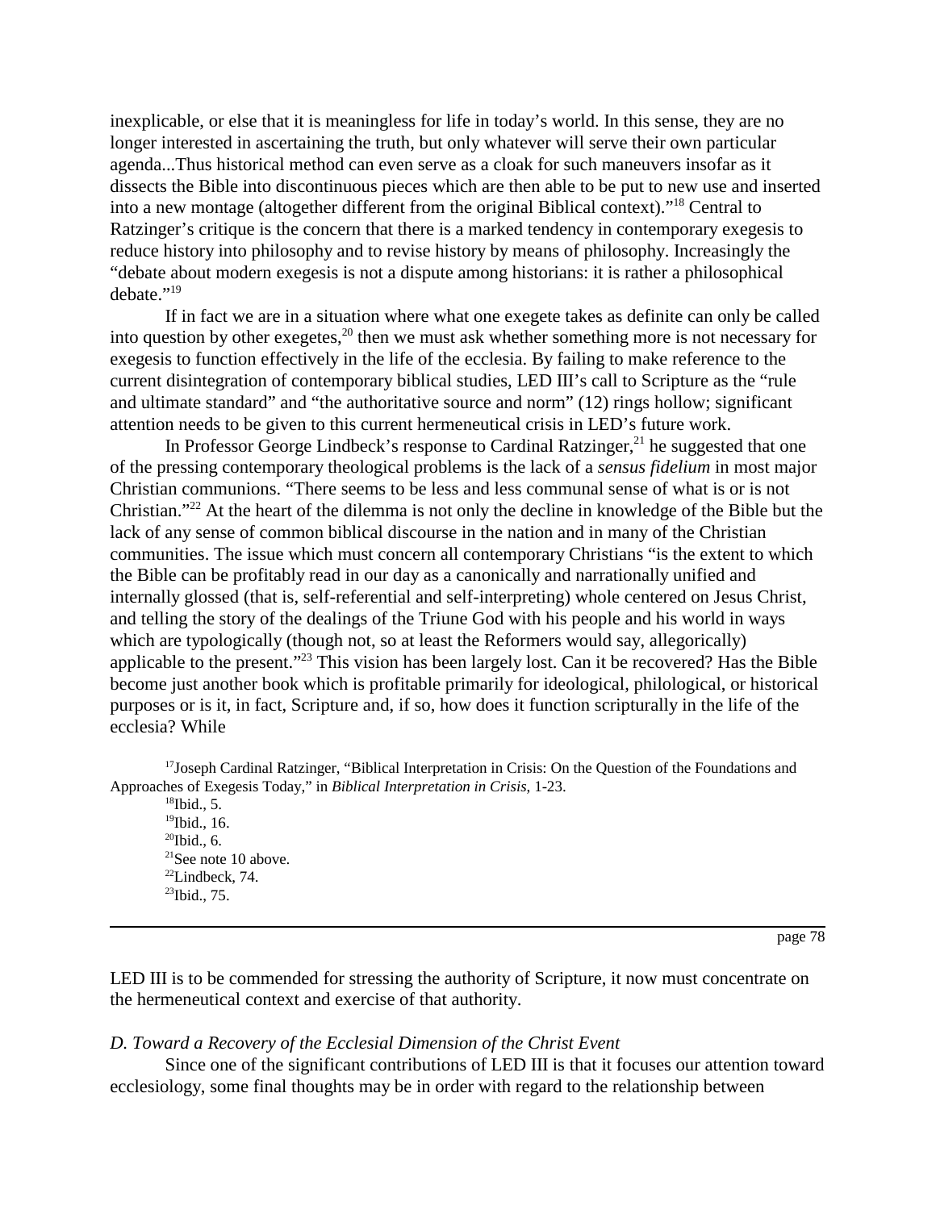inexplicable, or else that it is meaningless for life in today's world. In this sense, they are no longer interested in ascertaining the truth, but only whatever will serve their own particular agenda...Thus historical method can even serve as a cloak for such maneuvers insofar as it dissects the Bible into discontinuous pieces which are then able to be put to new use and inserted into a new montage (altogether different from the original Biblical context)."[18] Central to Ratzinger's critique is the concern that there is a marked tendency in contemporary exegesis to reduce history into philosophy and to revise history by means of philosophy. Increasingly the "debate about modern exegesis is not a dispute among historians: it is rather a philosophical debate."[19]

If in fact we are in a situation where what one exegete takes as definite can only be called into question by other exegetes,[20] then we must ask whether something more is not necessary for exegesis to function effectively in the life of the ecclesia. By failing to make reference to the current disintegration of contemporary biblical studies, LED III's call to Scripture as the "rule and ultimate standard" and "the authoritative source and norm" (12) rings hollow; significant attention needs to be given to this current hermeneutical crisis in LED's future work.

In Professor George Lindbeck's response to Cardinal Ratzinger,[21] he suggested that one of the pressing contemporary theological problems is the lack of a *sensus fidelium* in most major Christian communions. "There seems to be less and less communal sense of what is or is not Christian."[22] At the heart of the dilemma is not only the decline in knowledge of the Bible but the lack of any sense of common biblical discourse in the nation and in many of the Christian communities. The issue which must concern all contemporary Christians "is the extent to which the Bible can be profitably read in our day as a canonically and narrationally unified and internally glossed (that is, self-referential and self-interpreting) whole centered on Jesus Christ, and telling the story of the dealings of the Triune God with his people and his world in ways which are typologically (though not, so at least the Reformers would say, allegorically) applicable to the present."[23] This vision has been largely lost. Can it be recovered? Has the Bible become just another book which is profitable primarily for ideological, philological, or historical purposes or is it, in fact, Scripture and, if so, how does it function scripturally in the life of the ecclesia? While LED III is to be commended for stressing the authority of Scripture, it now must concentrate on the hermeneutical context and exercise of that authority.

[17] Joseph Cardinal Ratzinger, "Biblical Interpretation in Crisis: On the Question of the Foundations and Approaches of Exegesis Today," in *Biblical Interpretation in Crisis*, 1-23.

[18] Ibid., 5.

[19] Ibid., 16.

[20] Ibid., 6.

[21] See note 10 above.

[22] Lindbeck, 74.

[23] Ibid., 75.

### *D. Toward a Recovery of the Ecclesial Dimension of the Christ Event*

Since one of the significant contributions of LED III is that it focuses our attention toward ecclesiology, some final thoughts may be in order with regard to the relationship between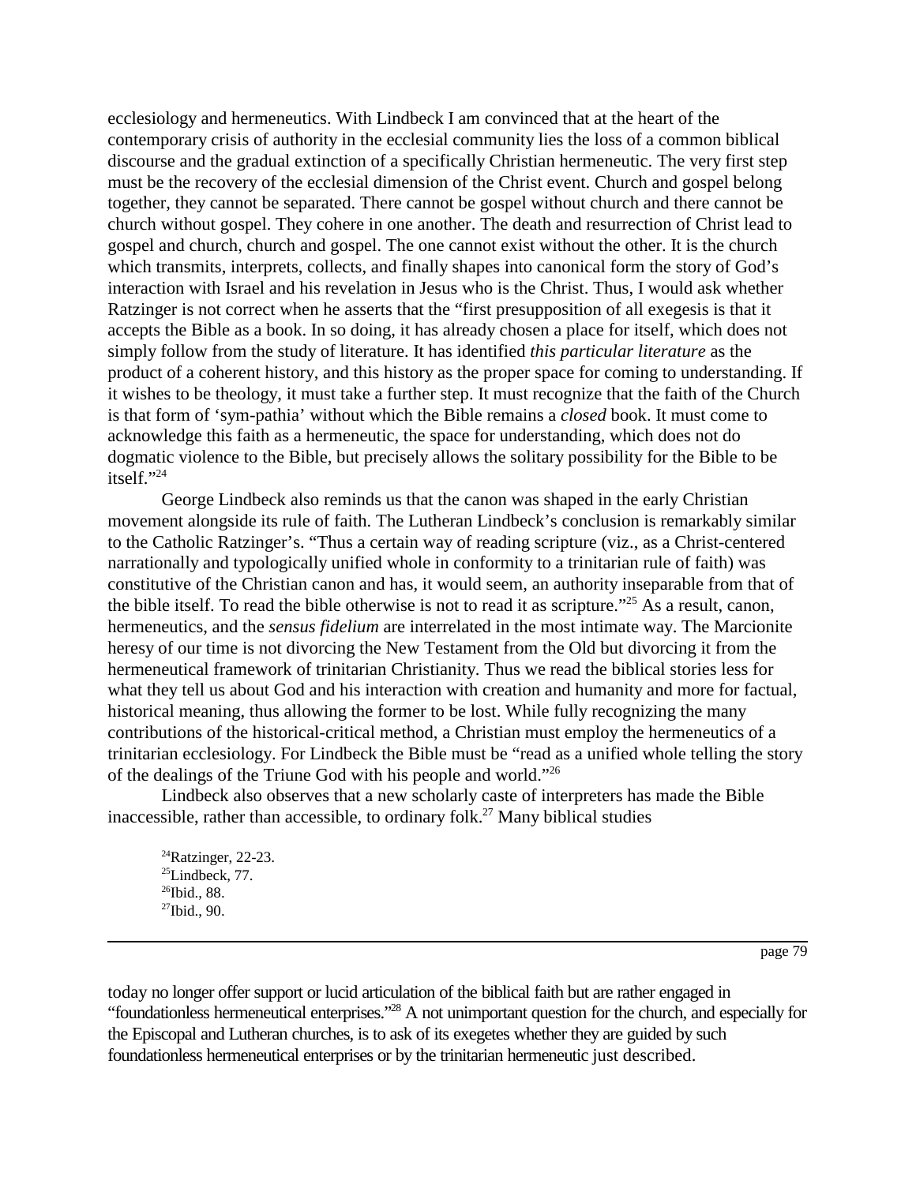ecclesiology and hermeneutics. With Lindbeck I am convinced that at the heart of the contemporary crisis of authority in the ecclesial community lies the loss of a common biblical discourse and the gradual extinction of a specifically Christian hermeneutic. The very first step must be the recovery of the ecclesial dimension of the Christ event. Church and gospel belong together, they cannot be separated. There cannot be gospel without church and there cannot be church without gospel. They cohere in one another. The death and resurrection of Christ lead to gospel and church, church and gospel. The one cannot exist without the other. It is the church which transmits, interprets, collects, and finally shapes into canonical form the story of God's interaction with Israel and his revelation in Jesus who is the Christ. Thus, I would ask whether Ratzinger is not correct when he asserts that the "first presupposition of all exegesis is that it accepts the Bible as a book. In so doing, it has already chosen a place for itself, which does not simply follow from the study of literature. It has identified *this particular literature* as the product of a coherent history, and this history as the proper space for coming to understanding. If it wishes to be theology, it must take a further step. It must recognize that the faith of the Church is that form of 'sym-pathia' without which the Bible remains a *closed* book. It must come to acknowledge this faith as a hermeneutic, the space for understanding, which does not do dogmatic violence to the Bible, but precisely allows the solitary possibility for the Bible to be itself."[24]

George Lindbeck also reminds us that the canon was shaped in the early Christian movement alongside its rule of faith. The Lutheran Lindbeck's conclusion is remarkably similar to the Catholic Ratzinger's. "Thus a certain way of reading scripture (viz., as a Christ-centered narrationally and typologically unified whole in conformity to a trinitarian rule of faith) was constitutive of the Christian canon and has, it would seem, an authority inseparable from that of the bible itself. To read the bible otherwise is not to read it as scripture."[25] As a result, canon, hermeneutics, and the *sensus fidelium* are interrelated in the most intimate way. The Marcionite heresy of our time is not divorcing the New Testament from the Old but divorcing it from the hermeneutical framework of trinitarian Christianity. Thus we read the biblical stories less for what they tell us about God and his interaction with creation and humanity and more for factual, historical meaning, thus allowing the former to be lost. While fully recognizing the many contributions of the historical-critical method, a Christian must employ the hermeneutics of a trinitarian ecclesiology. For Lindbeck the Bible must be "read as a unified whole telling the story of the dealings of the Triune God with his people and world."[26]

Lindbeck also observes that a new scholarly caste of interpreters has made the Bible inaccessible, rather than accessible, to ordinary folk.[27] Many biblical studies today no longer offer support or lucid articulation of the biblical faith but are rather engaged in "foundationless hermeneutical enterprises."[28] A not unimportant question for the church, and especially for the Episcopal and Lutheran churches, is to ask of its exegetes whether they are guided by such foundationless hermeneutical enterprises or by the trinitarian hermeneutic just described.

[24]Ratzinger, 22-23.
[25]Lindbeck, 77.
[26]Ibid., 88.
[27]Ibid., 90.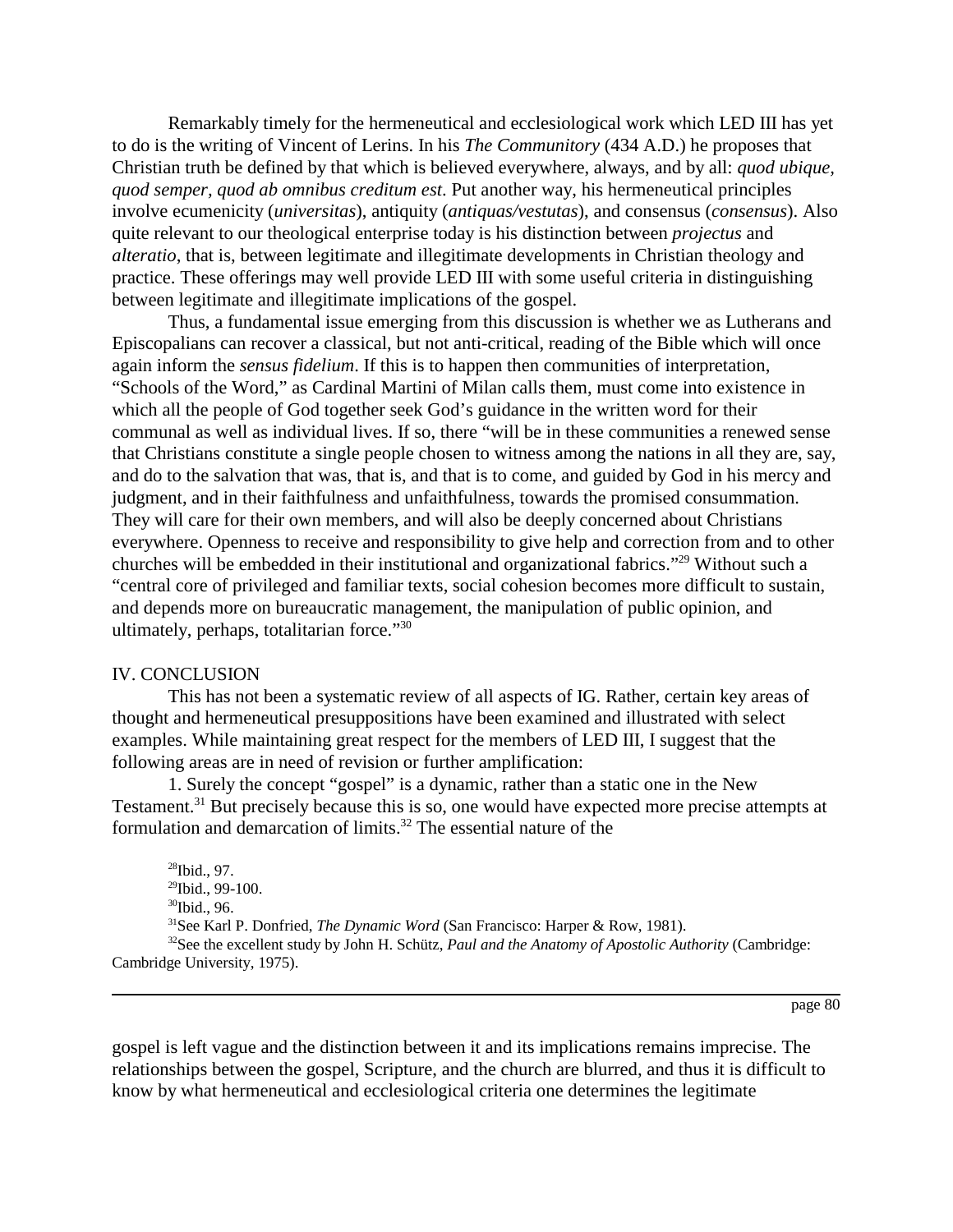Remarkably timely for the hermeneutical and ecclesiological work which LED III has yet to do is the writing of Vincent of Lerins. In his *The Communitory* (434 A.D.) he proposes that Christian truth be defined by that which is believed everywhere, always, and by all: *quod ubique, quod semper, quod ab omnibus creditum est*. Put another way, his hermeneutical principles involve ecumenicity (*universitas*), antiquity (*antiquas/vestutas*), and consensus (*consensus*). Also quite relevant to our theological enterprise today is his distinction between *projectus* and *alteratio*, that is, between legitimate and illegitimate developments in Christian theology and practice. These offerings may well provide LED III with some useful criteria in distinguishing between legitimate and illegitimate implications of the gospel.

Thus, a fundamental issue emerging from this discussion is whether we as Lutherans and Episcopalians can recover a classical, but not anti-critical, reading of the Bible which will once again inform the *sensus fidelium*. If this is to happen then communities of interpretation, "Schools of the Word," as Cardinal Martini of Milan calls them, must come into existence in which all the people of God together seek God's guidance in the written word for their communal as well as individual lives. If so, there "will be in these communities a renewed sense that Christians constitute a single people chosen to witness among the nations in all they are, say, and do to the salvation that was, that is, and that is to come, and guided by God in his mercy and judgment, and in their faithfulness and unfaithfulness, towards the promised consummation. They will care for their own members, and will also be deeply concerned about Christians everywhere. Openness to receive and responsibility to give help and correction from and to other churches will be embedded in their institutional and organizational fabrics."[29] Without such a "central core of privileged and familiar texts, social cohesion becomes more difficult to sustain, and depends more on bureaucratic management, the manipulation of public opinion, and ultimately, perhaps, totalitarian force."[30]

## IV. CONCLUSION

This has not been a systematic review of all aspects of IG. Rather, certain key areas of thought and hermeneutical presuppositions have been examined and illustrated with select examples. While maintaining great respect for the members of LED III, I suggest that the following areas are in need of revision or further amplification:

1. Surely the concept "gospel" is a dynamic, rather than a static one in the New Testament.[31] But precisely because this is so, one would have expected more precise attempts at formulation and demarcation of limits.[32] The essential nature of the gospel is left vague and the distinction between it and its implications remains imprecise. The relationships between the gospel, Scripture, and the church are blurred, and thus it is difficult to know by what hermeneutical and ecclesiological criteria one determines the legitimate

[28] Ibid., 97.

[29] Ibid., 99-100.

[30] Ibid., 96.

[31] See Karl P. Donfried, *The Dynamic Word* (San Francisco: Harper & Row, 1981).

[32] See the excellent study by John H. Schütz, *Paul and the Anatomy of Apostolic Authority* (Cambridge: Cambridge University, 1975).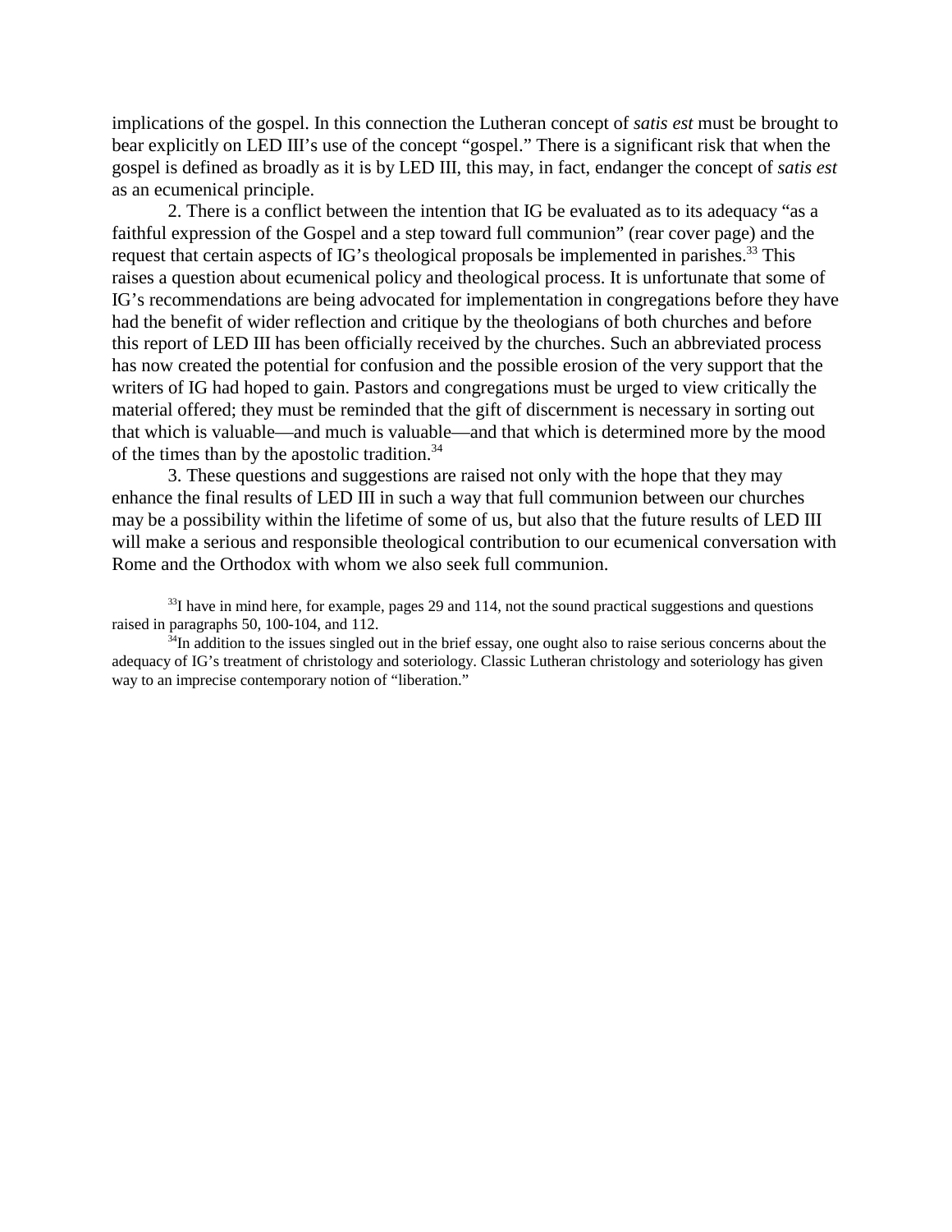implications of the gospel. In this connection the Lutheran concept of *satis est* must be brought to bear explicitly on LED III's use of the concept "gospel." There is a significant risk that when the gospel is defined as broadly as it is by LED III, this may, in fact, endanger the concept of *satis est* as an ecumenical principle.

2. There is a conflict between the intention that IG be evaluated as to its adequacy "as a faithful expression of the Gospel and a step toward full communion" (rear cover page) and the request that certain aspects of IG's theological proposals be implemented in parishes.[33] This raises a question about ecumenical policy and theological process. It is unfortunate that some of IG's recommendations are being advocated for implementation in congregations before they have had the benefit of wider reflection and critique by the theologians of both churches and before this report of LED III has been officially received by the churches. Such an abbreviated process has now created the potential for confusion and the possible erosion of the very support that the writers of IG had hoped to gain. Pastors and congregations must be urged to view critically the material offered; they must be reminded that the gift of discernment is necessary in sorting out that which is valuable—and much is valuable—and that which is determined more by the mood of the times than by the apostolic tradition.[34]

3. These questions and suggestions are raised not only with the hope that they may enhance the final results of LED III in such a way that full communion between our churches may be a possibility within the lifetime of some of us, but also that the future results of LED III will make a serious and responsible theological contribution to our ecumenical conversation with Rome and the Orthodox with whom we also seek full communion.

[33] I have in mind here, for example, pages 29 and 114, not the sound practical suggestions and questions raised in paragraphs 50, 100-104, and 112.

[34] In addition to the issues singled out in the brief essay, one ought also to raise serious concerns about the adequacy of IG's treatment of christology and soteriology. Classic Lutheran christology and soteriology has given way to an imprecise contemporary notion of "liberation."